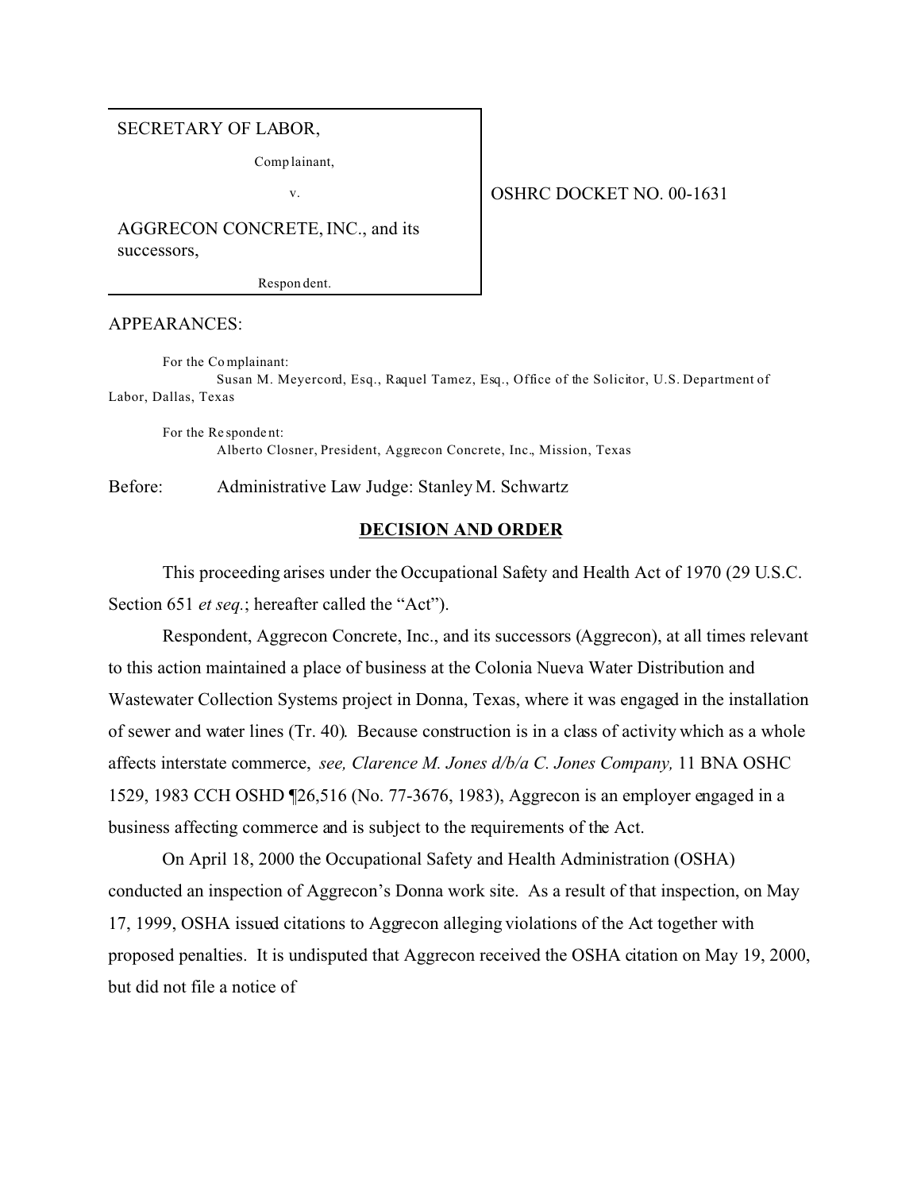SECRETARY OF LABOR,

Complainant,

v.

AGGRECON CONCRETE, INC., and its successors,

Respondent.

OSHRC DOCKET NO. 00-1631

APPEARANCES:

For the Complainant:
Susan M. Meyercord, Esq., Raquel Tamez, Esq., Office of the Solicitor, U.S. Department of Labor, Dallas, Texas

For the Respondent:
Alberto Closner, President, Aggrecon Concrete, Inc., Mission, Texas

Before: Administrative Law Judge: Stanley M. Schwartz

## DECISION AND ORDER

This proceeding arises under the Occupational Safety and Health Act of 1970 (29 U.S.C. Section 651 *et seq.*; hereafter called the "Act").

Respondent, Aggrecon Concrete, Inc., and its successors (Aggrecon), at all times relevant to this action maintained a place of business at the Colonia Nueva Water Distribution and Wastewater Collection Systems project in Donna, Texas, where it was engaged in the installation of sewer and water lines (Tr. 40). Because construction is in a class of activity which as a whole affects interstate commerce, *see, Clarence M. Jones d/b/a C. Jones Company,* 11 BNA OSHC 1529, 1983 CCH OSHD ¶26,516 (No. 77-3676, 1983), Aggrecon is an employer engaged in a business affecting commerce and is subject to the requirements of the Act.

On April 18, 2000 the Occupational Safety and Health Administration (OSHA) conducted an inspection of Aggrecon's Donna work site. As a result of that inspection, on May 17, 1999, OSHA issued citations to Aggrecon alleging violations of the Act together with proposed penalties. It is undisputed that Aggrecon received the OSHA citation on May 19, 2000, but did not file a notice of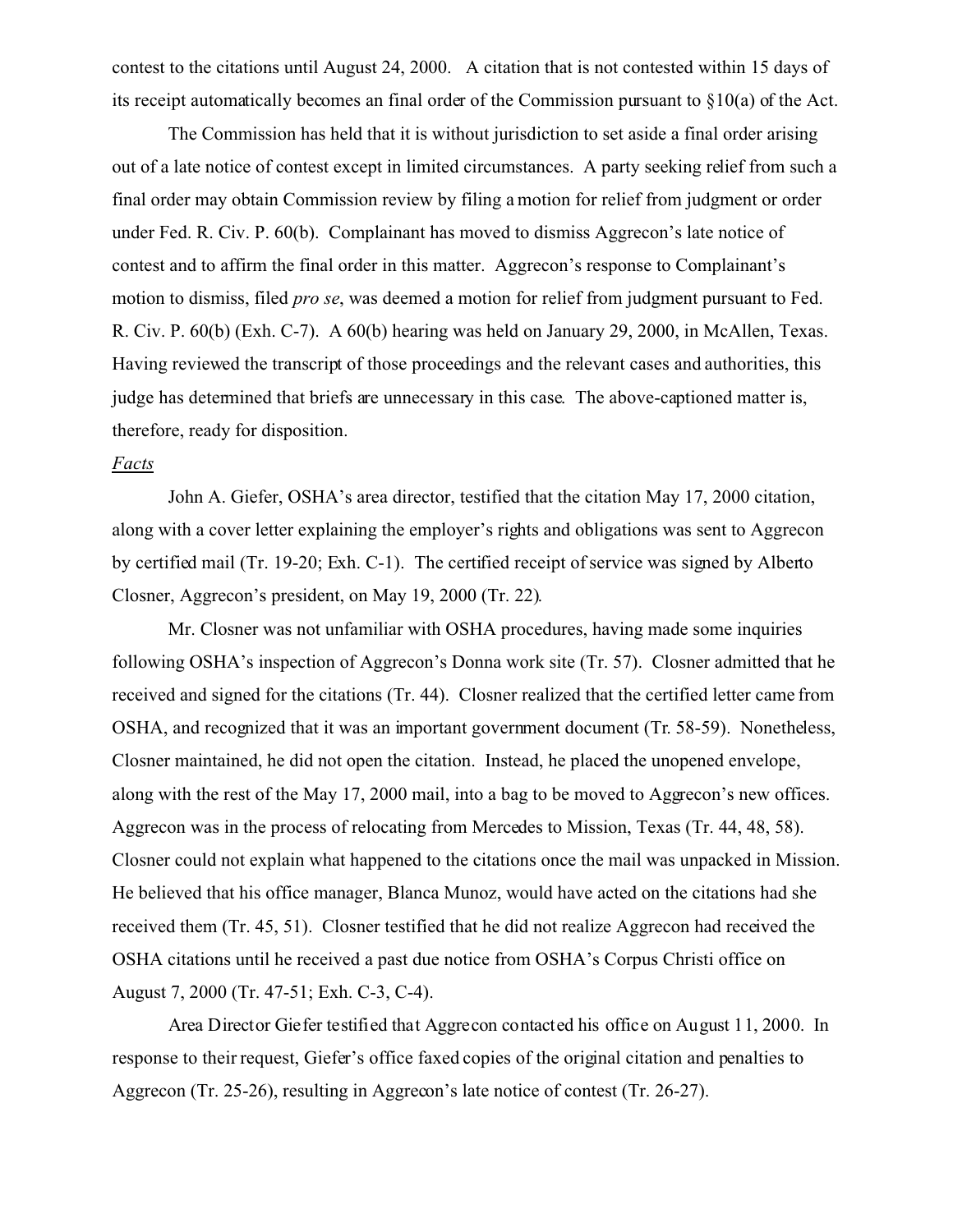contest to the citations until August 24, 2000. A citation that is not contested within 15 days of its receipt automatically becomes an final order of the Commission pursuant to §10(a) of the Act.

The Commission has held that it is without jurisdiction to set aside a final order arising out of a late notice of contest except in limited circumstances. A party seeking relief from such a final order may obtain Commission review by filing a motion for relief from judgment or order under Fed. R. Civ. P. 60(b). Complainant has moved to dismiss Aggrecon's late notice of contest and to affirm the final order in this matter. Aggrecon's response to Complainant's motion to dismiss, filed *pro se*, was deemed a motion for relief from judgment pursuant to Fed. R. Civ. P. 60(b) (Exh. C-7). A 60(b) hearing was held on January 29, 2000, in McAllen, Texas. Having reviewed the transcript of those proceedings and the relevant cases and authorities, this judge has determined that briefs are unnecessary in this case. The above-captioned matter is, therefore, ready for disposition.

*Facts*

John A. Giefer, OSHA's area director, testified that the citation May 17, 2000 citation, along with a cover letter explaining the employer's rights and obligations was sent to Aggrecon by certified mail (Tr. 19-20; Exh. C-1). The certified receipt of service was signed by Alberto Closner, Aggrecon's president, on May 19, 2000 (Tr. 22).

Mr. Closner was not unfamiliar with OSHA procedures, having made some inquiries following OSHA's inspection of Aggrecon's Donna work site (Tr. 57). Closner admitted that he received and signed for the citations (Tr. 44). Closner realized that the certified letter came from OSHA, and recognized that it was an important government document (Tr. 58-59). Nonetheless, Closner maintained, he did not open the citation. Instead, he placed the unopened envelope, along with the rest of the May 17, 2000 mail, into a bag to be moved to Aggrecon's new offices. Aggrecon was in the process of relocating from Mercedes to Mission, Texas (Tr. 44, 48, 58). Closner could not explain what happened to the citations once the mail was unpacked in Mission. He believed that his office manager, Blanca Munoz, would have acted on the citations had she received them (Tr. 45, 51). Closner testified that he did not realize Aggrecon had received the OSHA citations until he received a past due notice from OSHA's Corpus Christi office on August 7, 2000 (Tr. 47-51; Exh. C-3, C-4).

Area Director Giefer testified that Aggrecon contacted his office on August 11, 2000. In response to their request, Giefer's office faxed copies of the original citation and penalties to Aggrecon (Tr. 25-26), resulting in Aggrecon's late notice of contest (Tr. 26-27).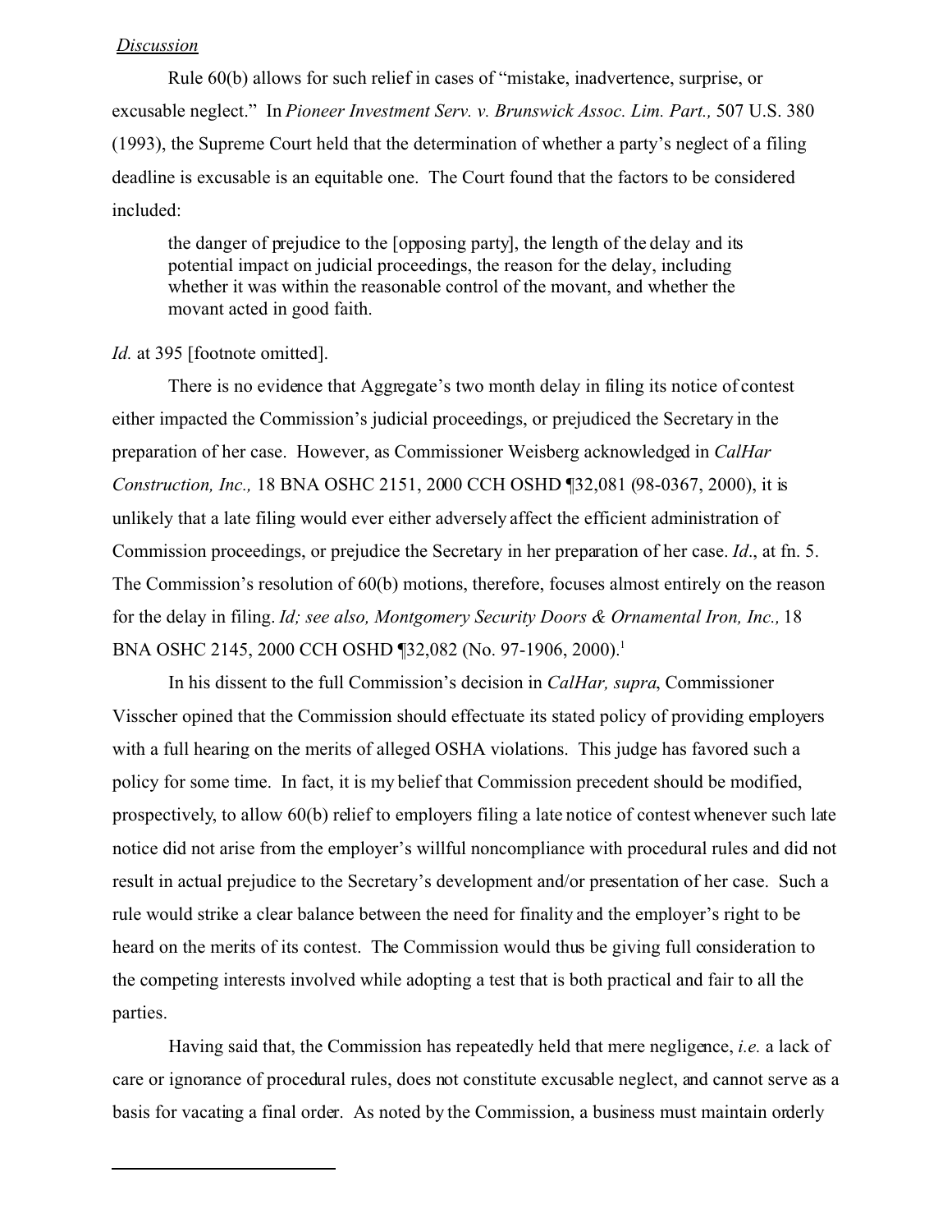*Discussion*

Rule 60(b) allows for such relief in cases of "mistake, inadvertence, surprise, or excusable neglect." In *Pioneer Investment Serv. v. Brunswick Assoc. Lim. Part.,* 507 U.S. 380 (1993), the Supreme Court held that the determination of whether a party's neglect of a filing deadline is excusable is an equitable one. The Court found that the factors to be considered included:

> the danger of prejudice to the [opposing party], the length of the delay and its potential impact on judicial proceedings, the reason for the delay, including whether it was within the reasonable control of the movant, and whether the movant acted in good faith.

*Id.* at 395 [footnote omitted].

There is no evidence that Aggregate's two month delay in filing its notice of contest either impacted the Commission's judicial proceedings, or prejudiced the Secretary in the preparation of her case. However, as Commissioner Weisberg acknowledged in *CalHar Construction, Inc.,* 18 BNA OSHC 2151, 2000 CCH OSHD ¶32,081 (98-0367, 2000), it is unlikely that a late filing would ever either adversely affect the efficient administration of Commission proceedings, or prejudice the Secretary in her preparation of her case. *Id*., at fn. 5. The Commission's resolution of 60(b) motions, therefore, focuses almost entirely on the reason for the delay in filing. *Id; see also, Montgomery Security Doors & Ornamental Iron, Inc.,* 18 BNA OSHC 2145, 2000 CCH OSHD ¶32,082 (No. 97-1906, 2000).[1]

In his dissent to the full Commission's decision in *CalHar, supra*, Commissioner Visscher opined that the Commission should effectuate its stated policy of providing employers with a full hearing on the merits of alleged OSHA violations. This judge has favored such a policy for some time. In fact, it is my belief that Commission precedent should be modified, prospectively, to allow 60(b) relief to employers filing a late notice of contest whenever such late notice did not arise from the employer's willful noncompliance with procedural rules and did not result in actual prejudice to the Secretary's development and/or presentation of her case. Such a rule would strike a clear balance between the need for finality and the employer's right to be heard on the merits of its contest. The Commission would thus be giving full consideration to the competing interests involved while adopting a test that is both practical and fair to all the parties.

Having said that, the Commission has repeatedly held that mere negligence, *i.e.* a lack of care or ignorance of procedural rules, does not constitute excusable neglect, and cannot serve as a basis for vacating a final order. As noted by the Commission, a business must maintain orderly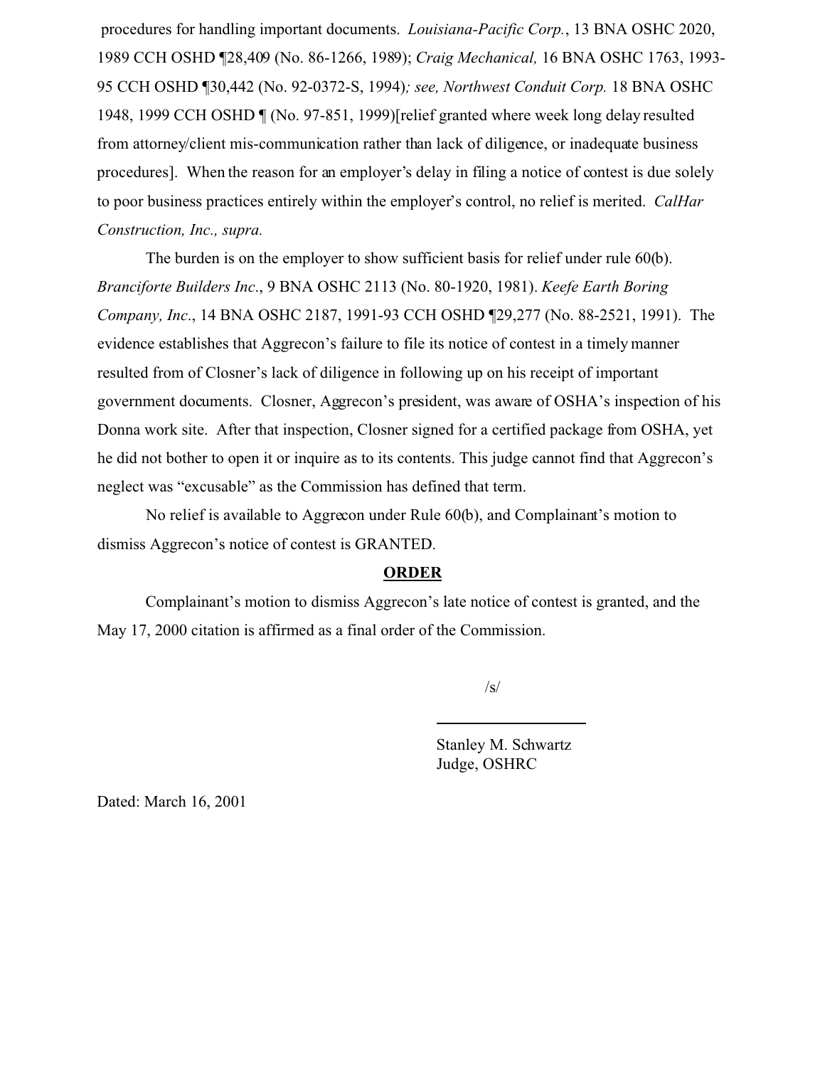procedures for handling important documents. *Louisiana-Pacific Corp.*, 13 BNA OSHC 2020, 1989 CCH OSHD ¶28,409 (No. 86-1266, 1989); *Craig Mechanical,* 16 BNA OSHC 1763, 1993-95 CCH OSHD ¶30,442 (No. 92-0372-S, 1994)*; see, Northwest Conduit Corp.* 18 BNA OSHC 1948, 1999 CCH OSHD ¶ (No. 97-851, 1999)[relief granted where week long delay resulted from attorney/client mis-communication rather than lack of diligence, or inadequate business procedures]. When the reason for an employer's delay in filing a notice of contest is due solely to poor business practices entirely within the employer's control, no relief is merited. *CalHar Construction, Inc., supra.*

The burden is on the employer to show sufficient basis for relief under rule 60(b). *Branciforte Builders Inc*., 9 BNA OSHC 2113 (No. 80-1920, 1981). *Keefe Earth Boring Company, Inc*., 14 BNA OSHC 2187, 1991-93 CCH OSHD ¶29,277 (No. 88-2521, 1991). The evidence establishes that Aggrecon's failure to file its notice of contest in a timely manner resulted from of Closner's lack of diligence in following up on his receipt of important government documents. Closner, Aggrecon's president, was aware of OSHA's inspection of his Donna work site. After that inspection, Closner signed for a certified package from OSHA, yet he did not bother to open it or inquire as to its contents. This judge cannot find that Aggrecon's neglect was "excusable" as the Commission has defined that term.

No relief is available to Aggrecon under Rule 60(b), and Complainant's motion to dismiss Aggrecon's notice of contest is GRANTED.

## ORDER

Complainant's motion to dismiss Aggrecon's late notice of contest is granted, and the May 17, 2000 citation is affirmed as a final order of the Commission.

/s/

Stanley M. Schwartz
Judge, OSHRC

Dated: March 16, 2001